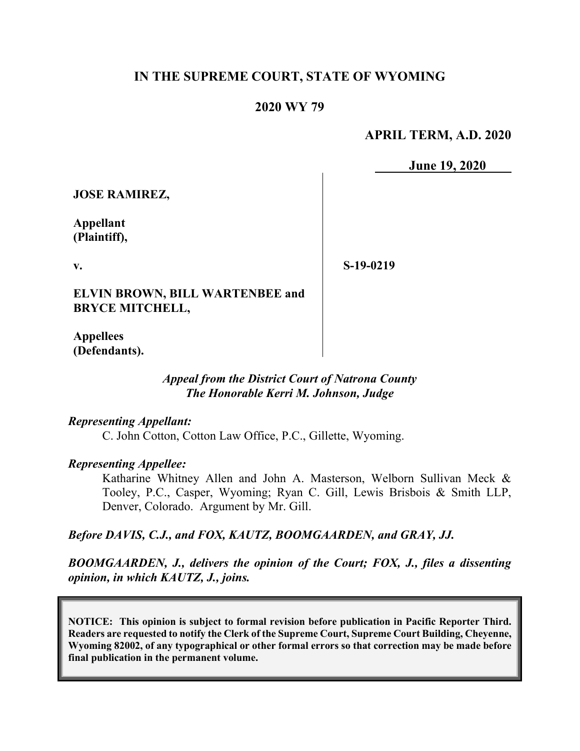**IN THE SUPREME COURT, STATE OF WYOMING**

**2020 WY 79**

**APRIL TERM, A.D. 2020**

**June 19, 2020**

**JOSE RAMIREZ,**

**Appellant (Plaintiff),**

**v.**

**ELVIN BROWN, BILL WARTENBEE and BRYCE MITCHELL,**

**Appellees (Defendants).**

**S-19-0219**

***Appeal from the District Court of Natrona County***
***The Honorable Kerri M. Johnson, Judge***

***Representing Appellant:***

C. John Cotton, Cotton Law Office, P.C., Gillette, Wyoming.

***Representing Appellee:***

Katharine Whitney Allen and John A. Masterson, Welborn Sullivan Meck & Tooley, P.C., Casper, Wyoming; Ryan C. Gill, Lewis Brisbois & Smith LLP, Denver, Colorado. Argument by Mr. Gill.

***Before DAVIS, C.J., and FOX, KAUTZ, BOOMGAARDEN, and GRAY, JJ.***

***BOOMGAARDEN, J., delivers the opinion of the Court; FOX, J., files a dissenting opinion, in which KAUTZ, J., joins.***

**NOTICE: This opinion is subject to formal revision before publication in Pacific Reporter Third. Readers are requested to notify the Clerk of the Supreme Court, Supreme Court Building, Cheyenne, Wyoming 82002, of any typographical or other formal errors so that correction may be made before final publication in the permanent volume.**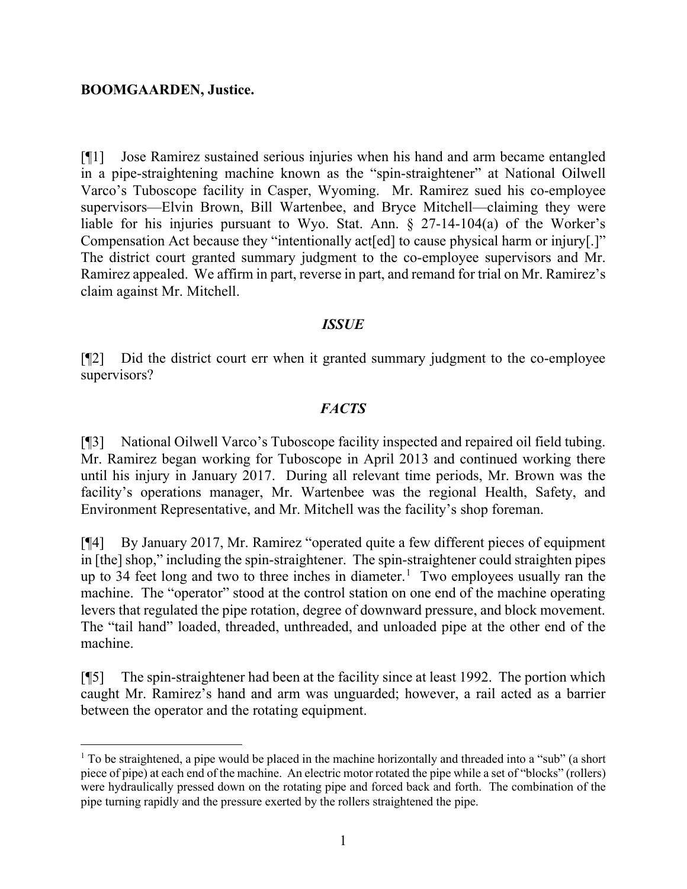**BOOMGAARDEN, Justice.**

[¶1] Jose Ramirez sustained serious injuries when his hand and arm became entangled in a pipe-straightening machine known as the "spin-straightener" at National Oilwell Varco's Tuboscope facility in Casper, Wyoming. Mr. Ramirez sued his co-employee supervisors—Elvin Brown, Bill Wartenbee, and Bryce Mitchell—claiming they were liable for his injuries pursuant to Wyo. Stat. Ann. § 27-14-104(a) of the Worker's Compensation Act because they "intentionally act[ed] to cause physical harm or injury[.]" The district court granted summary judgment to the co-employee supervisors and Mr. Ramirez appealed. We affirm in part, reverse in part, and remand for trial on Mr. Ramirez's claim against Mr. Mitchell.

### *ISSUE*

[¶2] Did the district court err when it granted summary judgment to the co-employee supervisors?

### *FACTS*

[¶3] National Oilwell Varco's Tuboscope facility inspected and repaired oil field tubing. Mr. Ramirez began working for Tuboscope in April 2013 and continued working there until his injury in January 2017. During all relevant time periods, Mr. Brown was the facility's operations manager, Mr. Wartenbee was the regional Health, Safety, and Environment Representative, and Mr. Mitchell was the facility's shop foreman.

[¶4] By January 2017, Mr. Ramirez "operated quite a few different pieces of equipment in [the] shop," including the spin-straightener. The spin-straightener could straighten pipes up to 34 feet long and two to three inches in diameter.[1] Two employees usually ran the machine. The "operator" stood at the control station on one end of the machine operating levers that regulated the pipe rotation, degree of downward pressure, and block movement. The "tail hand" loaded, threaded, unthreaded, and unloaded pipe at the other end of the machine.

[¶5] The spin-straightener had been at the facility since at least 1992. The portion which caught Mr. Ramirez's hand and arm was unguarded; however, a rail acted as a barrier between the operator and the rotating equipment.

---

[1] To be straightened, a pipe would be placed in the machine horizontally and threaded into a "sub" (a short piece of pipe) at each end of the machine. An electric motor rotated the pipe while a set of "blocks" (rollers) were hydraulically pressed down on the rotating pipe and forced back and forth. The combination of the pipe turning rapidly and the pressure exerted by the rollers straightened the pipe.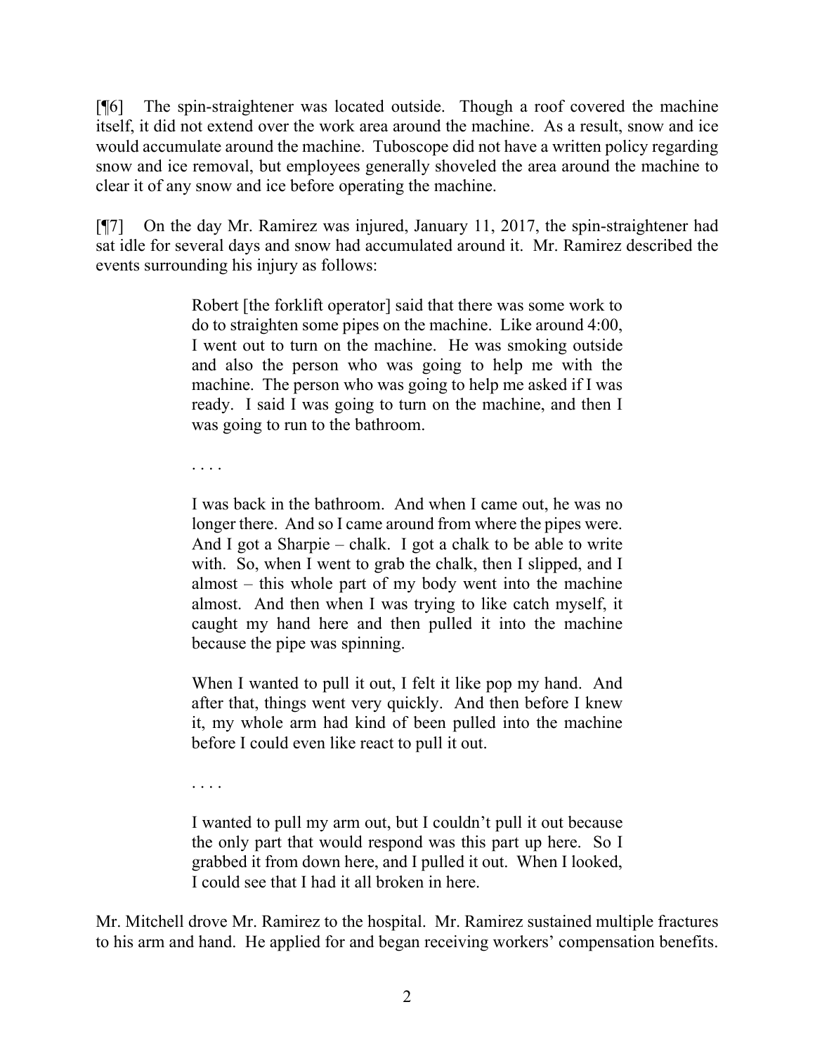[¶6] The spin-straightener was located outside. Though a roof covered the machine itself, it did not extend over the work area around the machine. As a result, snow and ice would accumulate around the machine. Tuboscope did not have a written policy regarding snow and ice removal, but employees generally shoveled the area around the machine to clear it of any snow and ice before operating the machine.

[¶7] On the day Mr. Ramirez was injured, January 11, 2017, the spin-straightener had sat idle for several days and snow had accumulated around it. Mr. Ramirez described the events surrounding his injury as follows:

> Robert [the forklift operator] said that there was some work to do to straighten some pipes on the machine. Like around 4:00, I went out to turn on the machine. He was smoking outside and also the person who was going to help me with the machine. The person who was going to help me asked if I was ready. I said I was going to turn on the machine, and then I was going to run to the bathroom.
>
> . . . .
>
> I was back in the bathroom. And when I came out, he was no longer there. And so I came around from where the pipes were. And I got a Sharpie – chalk. I got a chalk to be able to write with. So, when I went to grab the chalk, then I slipped, and I almost – this whole part of my body went into the machine almost. And then when I was trying to like catch myself, it caught my hand here and then pulled it into the machine because the pipe was spinning.
>
> When I wanted to pull it out, I felt it like pop my hand. And after that, things went very quickly. And then before I knew it, my whole arm had kind of been pulled into the machine before I could even like react to pull it out.
>
> . . . .
>
> I wanted to pull my arm out, but I couldn't pull it out because the only part that would respond was this part up here. So I grabbed it from down here, and I pulled it out. When I looked, I could see that I had it all broken in here.

Mr. Mitchell drove Mr. Ramirez to the hospital. Mr. Ramirez sustained multiple fractures to his arm and hand. He applied for and began receiving workers' compensation benefits.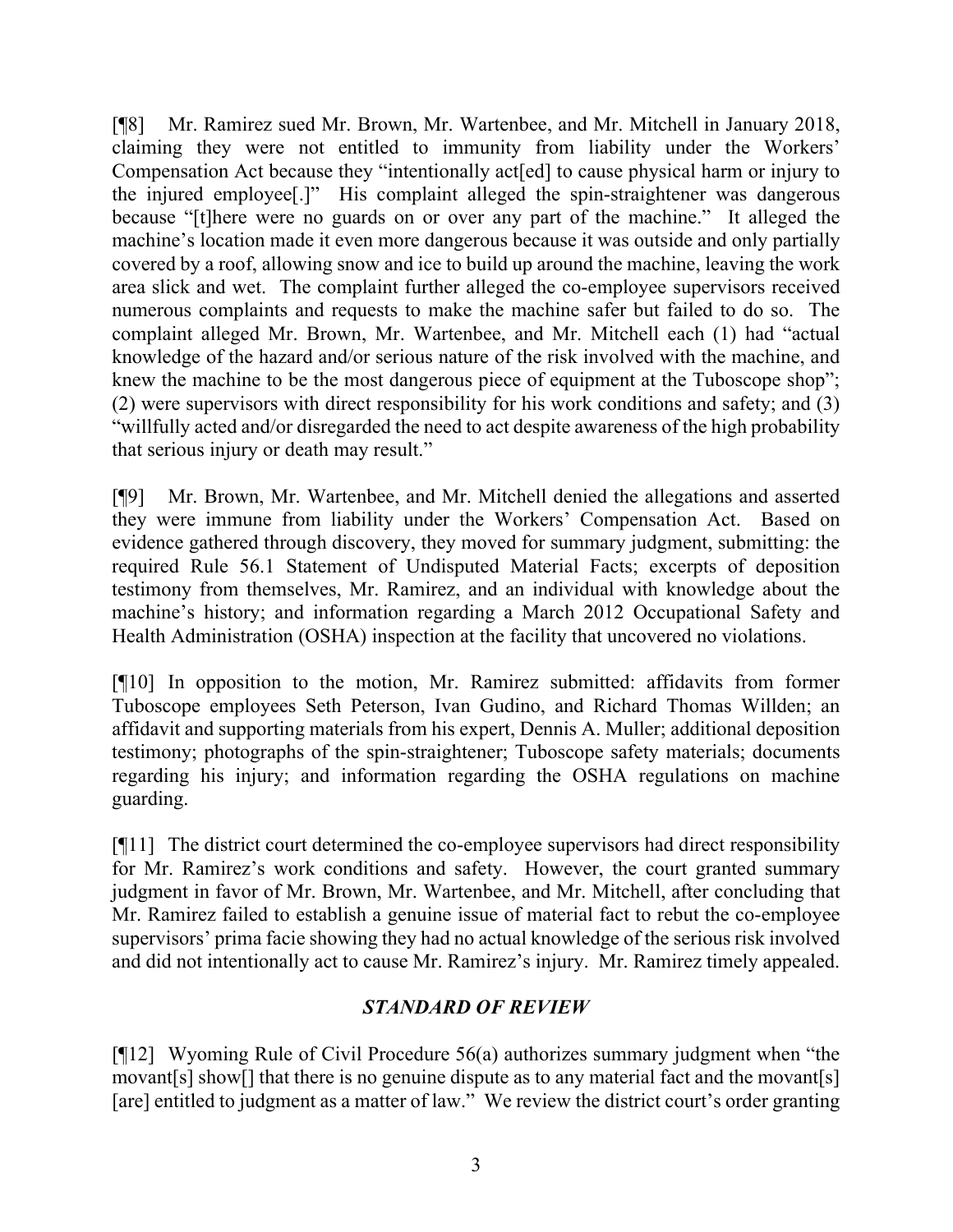[¶8] Mr. Ramirez sued Mr. Brown, Mr. Wartenbee, and Mr. Mitchell in January 2018, claiming they were not entitled to immunity from liability under the Workers' Compensation Act because they "intentionally act[ed] to cause physical harm or injury to the injured employee[.]" His complaint alleged the spin-straightener was dangerous because "[t]here were no guards on or over any part of the machine." It alleged the machine's location made it even more dangerous because it was outside and only partially covered by a roof, allowing snow and ice to build up around the machine, leaving the work area slick and wet. The complaint further alleged the co-employee supervisors received numerous complaints and requests to make the machine safer but failed to do so. The complaint alleged Mr. Brown, Mr. Wartenbee, and Mr. Mitchell each (1) had "actual knowledge of the hazard and/or serious nature of the risk involved with the machine, and knew the machine to be the most dangerous piece of equipment at the Tuboscope shop"; (2) were supervisors with direct responsibility for his work conditions and safety; and (3) "willfully acted and/or disregarded the need to act despite awareness of the high probability that serious injury or death may result."

[¶9] Mr. Brown, Mr. Wartenbee, and Mr. Mitchell denied the allegations and asserted they were immune from liability under the Workers' Compensation Act. Based on evidence gathered through discovery, they moved for summary judgment, submitting: the required Rule 56.1 Statement of Undisputed Material Facts; excerpts of deposition testimony from themselves, Mr. Ramirez, and an individual with knowledge about the machine's history; and information regarding a March 2012 Occupational Safety and Health Administration (OSHA) inspection at the facility that uncovered no violations.

[¶10] In opposition to the motion, Mr. Ramirez submitted: affidavits from former Tuboscope employees Seth Peterson, Ivan Gudino, and Richard Thomas Willden; an affidavit and supporting materials from his expert, Dennis A. Muller; additional deposition testimony; photographs of the spin-straightener; Tuboscope safety materials; documents regarding his injury; and information regarding the OSHA regulations on machine guarding.

[¶11] The district court determined the co-employee supervisors had direct responsibility for Mr. Ramirez's work conditions and safety. However, the court granted summary judgment in favor of Mr. Brown, Mr. Wartenbee, and Mr. Mitchell, after concluding that Mr. Ramirez failed to establish a genuine issue of material fact to rebut the co-employee supervisors' prima facie showing they had no actual knowledge of the serious risk involved and did not intentionally act to cause Mr. Ramirez's injury. Mr. Ramirez timely appealed.

## *STANDARD OF REVIEW*

[¶12] Wyoming Rule of Civil Procedure 56(a) authorizes summary judgment when "the movant[s] show[] that there is no genuine dispute as to any material fact and the movant[s] [are] entitled to judgment as a matter of law." We review the district court's order granting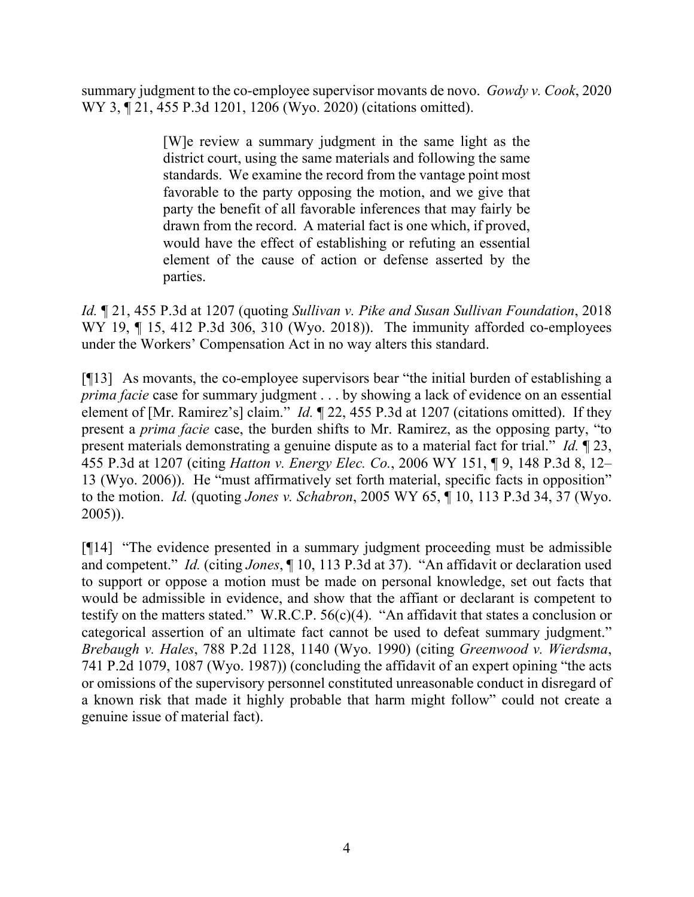summary judgment to the co-employee supervisor movants de novo. *Gowdy v. Cook*, 2020 WY 3, ¶ 21, 455 P.3d 1201, 1206 (Wyo. 2020) (citations omitted).

> [W]e review a summary judgment in the same light as the district court, using the same materials and following the same standards. We examine the record from the vantage point most favorable to the party opposing the motion, and we give that party the benefit of all favorable inferences that may fairly be drawn from the record. A material fact is one which, if proved, would have the effect of establishing or refuting an essential element of the cause of action or defense asserted by the parties.

*Id.* ¶ 21, 455 P.3d at 1207 (quoting *Sullivan v. Pike and Susan Sullivan Foundation*, 2018 WY 19, ¶ 15, 412 P.3d 306, 310 (Wyo. 2018)). The immunity afforded co-employees under the Workers' Compensation Act in no way alters this standard.

[¶13] As movants, the co-employee supervisors bear "the initial burden of establishing a *prima facie* case for summary judgment . . . by showing a lack of evidence on an essential element of [Mr. Ramirez's] claim." *Id.* ¶ 22, 455 P.3d at 1207 (citations omitted). If they present a *prima facie* case, the burden shifts to Mr. Ramirez, as the opposing party, "to present materials demonstrating a genuine dispute as to a material fact for trial." *Id.* ¶ 23, 455 P.3d at 1207 (citing *Hatton v. Energy Elec. Co.*, 2006 WY 151, ¶ 9, 148 P.3d 8, 12–13 (Wyo. 2006)). He "must affirmatively set forth material, specific facts in opposition" to the motion. *Id.* (quoting *Jones v. Schabron*, 2005 WY 65, ¶ 10, 113 P.3d 34, 37 (Wyo. 2005)).

[¶14] "The evidence presented in a summary judgment proceeding must be admissible and competent." *Id.* (citing *Jones*, ¶ 10, 113 P.3d at 37). "An affidavit or declaration used to support or oppose a motion must be made on personal knowledge, set out facts that would be admissible in evidence, and show that the affiant or declarant is competent to testify on the matters stated." W.R.C.P. 56(c)(4). "An affidavit that states a conclusion or categorical assertion of an ultimate fact cannot be used to defeat summary judgment." *Brebaugh v. Hales*, 788 P.2d 1128, 1140 (Wyo. 1990) (citing *Greenwood v. Wierdsma*, 741 P.2d 1079, 1087 (Wyo. 1987)) (concluding the affidavit of an expert opining "the acts or omissions of the supervisory personnel constituted unreasonable conduct in disregard of a known risk that made it highly probable that harm might follow" could not create a genuine issue of material fact).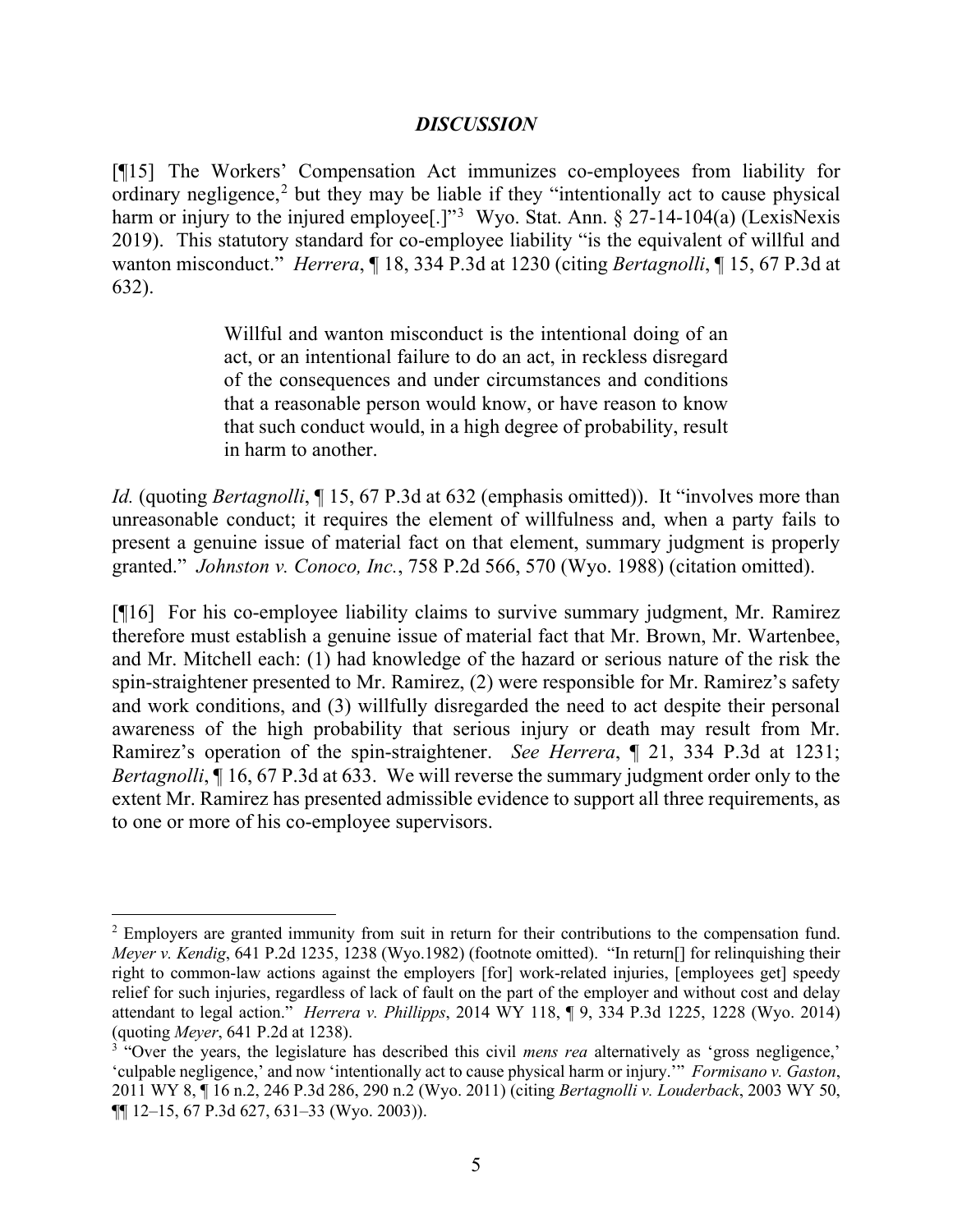## *DISCUSSION*

[¶15] The Workers' Compensation Act immunizes co-employees from liability for ordinary negligence,[2] but they may be liable if they "intentionally act to cause physical harm or injury to the injured employee[.]"[3] Wyo. Stat. Ann. § 27-14-104(a) (LexisNexis 2019). This statutory standard for co-employee liability "is the equivalent of willful and wanton misconduct." *Herrera*, ¶ 18, 334 P.3d at 1230 (citing *Bertagnolli*, ¶ 15, 67 P.3d at 632).

> Willful and wanton misconduct is the intentional doing of an act, or an intentional failure to do an act, in reckless disregard of the consequences and under circumstances and conditions that a reasonable person would know, or have reason to know that such conduct would, in a high degree of probability, result in harm to another.

*Id.* (quoting *Bertagnolli*, ¶ 15, 67 P.3d at 632 (emphasis omitted)). It "involves more than unreasonable conduct; it requires the element of willfulness and, when a party fails to present a genuine issue of material fact on that element, summary judgment is properly granted." *Johnston v. Conoco, Inc.*, 758 P.2d 566, 570 (Wyo. 1988) (citation omitted).

[¶16] For his co-employee liability claims to survive summary judgment, Mr. Ramirez therefore must establish a genuine issue of material fact that Mr. Brown, Mr. Wartenbee, and Mr. Mitchell each: (1) had knowledge of the hazard or serious nature of the risk the spin-straightener presented to Mr. Ramirez, (2) were responsible for Mr. Ramirez's safety and work conditions, and (3) willfully disregarded the need to act despite their personal awareness of the high probability that serious injury or death may result from Mr. Ramirez's operation of the spin-straightener. *See Herrera*, ¶ 21, 334 P.3d at 1231; *Bertagnolli*, ¶ 16, 67 P.3d at 633. We will reverse the summary judgment order only to the extent Mr. Ramirez has presented admissible evidence to support all three requirements, as to one or more of his co-employee supervisors.

---

[2] Employers are granted immunity from suit in return for their contributions to the compensation fund. *Meyer v. Kendig*, 641 P.2d 1235, 1238 (Wyo.1982) (footnote omitted). "In return[] for relinquishing their right to common-law actions against the employers [for] work-related injuries, [employees get] speedy relief for such injuries, regardless of lack of fault on the part of the employer and without cost and delay attendant to legal action." *Herrera v. Phillipps*, 2014 WY 118, ¶ 9, 334 P.3d 1225, 1228 (Wyo. 2014) (quoting *Meyer*, 641 P.2d at 1238).

[3] "Over the years, the legislature has described this civil *mens rea* alternatively as 'gross negligence,' 'culpable negligence,' and now 'intentionally act to cause physical harm or injury.'" *Formisano v. Gaston*, 2011 WY 8, ¶ 16 n.2, 246 P.3d 286, 290 n.2 (Wyo. 2011) (citing *Bertagnolli v. Louderback*, 2003 WY 50, ¶¶ 12–15, 67 P.3d 627, 631–33 (Wyo. 2003)).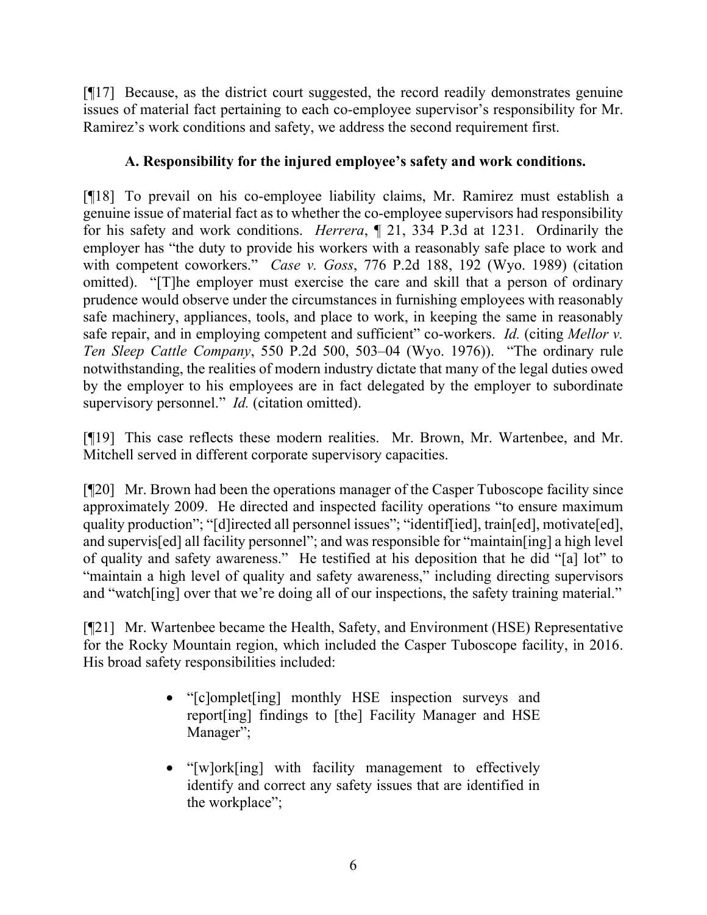[¶17] Because, as the district court suggested, the record readily demonstrates genuine issues of material fact pertaining to each co-employee supervisor's responsibility for Mr. Ramirez's work conditions and safety, we address the second requirement first.

### A. Responsibility for the injured employee's safety and work conditions.

[¶18] To prevail on his co-employee liability claims, Mr. Ramirez must establish a genuine issue of material fact as to whether the co-employee supervisors had responsibility for his safety and work conditions. *Herrera*, ¶ 21, 334 P.3d at 1231. Ordinarily the employer has "the duty to provide his workers with a reasonably safe place to work and with competent coworkers." *Case v. Goss*, 776 P.2d 188, 192 (Wyo. 1989) (citation omitted). "[T]he employer must exercise the care and skill that a person of ordinary prudence would observe under the circumstances in furnishing employees with reasonably safe machinery, appliances, tools, and place to work, in keeping the same in reasonably safe repair, and in employing competent and sufficient" co-workers. *Id.* (citing *Mellor v. Ten Sleep Cattle Company*, 550 P.2d 500, 503–04 (Wyo. 1976)). "The ordinary rule notwithstanding, the realities of modern industry dictate that many of the legal duties owed by the employer to his employees are in fact delegated by the employer to subordinate supervisory personnel." *Id.* (citation omitted).

[¶19] This case reflects these modern realities. Mr. Brown, Mr. Wartenbee, and Mr. Mitchell served in different corporate supervisory capacities.

[¶20] Mr. Brown had been the operations manager of the Casper Tuboscope facility since approximately 2009. He directed and inspected facility operations "to ensure maximum quality production"; "[d]irected all personnel issues"; "identif[ied], train[ed], motivate[ed], and supervis[ed] all facility personnel"; and was responsible for "maintain[ing] a high level of quality and safety awareness." He testified at his deposition that he did "[a] lot" to "maintain a high level of quality and safety awareness," including directing supervisors and "watch[ing] over that we're doing all of our inspections, the safety training material."

[¶21] Mr. Wartenbee became the Health, Safety, and Environment (HSE) Representative for the Rocky Mountain region, which included the Casper Tuboscope facility, in 2016. His broad safety responsibilities included:

- "[c]omplet[ing] monthly HSE inspection surveys and report[ing] findings to [the] Facility Manager and HSE Manager";
- "[w]ork[ing] with facility management to effectively identify and correct any safety issues that are identified in the workplace";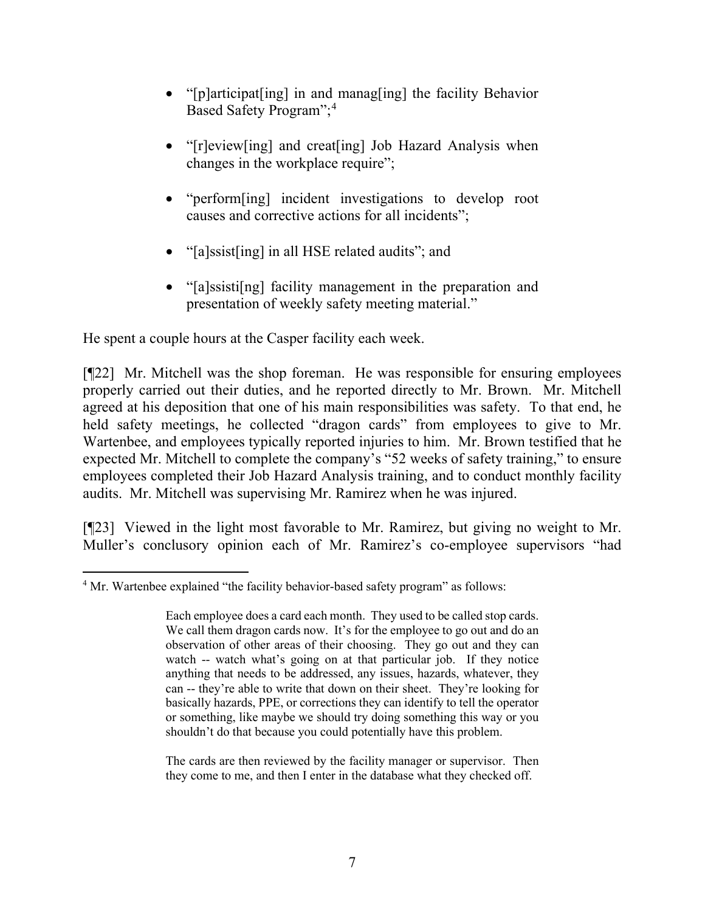- "[p]articipat[ing] in and manag[ing] the facility Behavior Based Safety Program";[4]

- "[r]eview[ing] and creat[ing] Job Hazard Analysis when changes in the workplace require";

- "perform[ing] incident investigations to develop root causes and corrective actions for all incidents";

- "[a]ssist[ing] in all HSE related audits"; and

- "[a]ssisti[ng] facility management in the preparation and presentation of weekly safety meeting material."

He spent a couple hours at the Casper facility each week.

[¶22] Mr. Mitchell was the shop foreman. He was responsible for ensuring employees properly carried out their duties, and he reported directly to Mr. Brown. Mr. Mitchell agreed at his deposition that one of his main responsibilities was safety. To that end, he held safety meetings, he collected "dragon cards" from employees to give to Mr. Wartenbee, and employees typically reported injuries to him. Mr. Brown testified that he expected Mr. Mitchell to complete the company's "52 weeks of safety training," to ensure employees completed their Job Hazard Analysis training, and to conduct monthly facility audits. Mr. Mitchell was supervising Mr. Ramirez when he was injured.

[¶23] Viewed in the light most favorable to Mr. Ramirez, but giving no weight to Mr. Muller's conclusory opinion each of Mr. Ramirez's co-employee supervisors "had

---

[4] Mr. Wartenbee explained "the facility behavior-based safety program" as follows:

> Each employee does a card each month. They used to be called stop cards. We call them dragon cards now. It's for the employee to go out and do an observation of other areas of their choosing. They go out and they can watch -- watch what's going on at that particular job. If they notice anything that needs to be addressed, any issues, hazards, whatever, they can -- they're able to write that down on their sheet. They're looking for basically hazards, PPE, or corrections they can identify to tell the operator or something, like maybe we should try doing something this way or you shouldn't do that because you could potentially have this problem.
>
> The cards are then reviewed by the facility manager or supervisor. Then they come to me, and then I enter in the database what they checked off.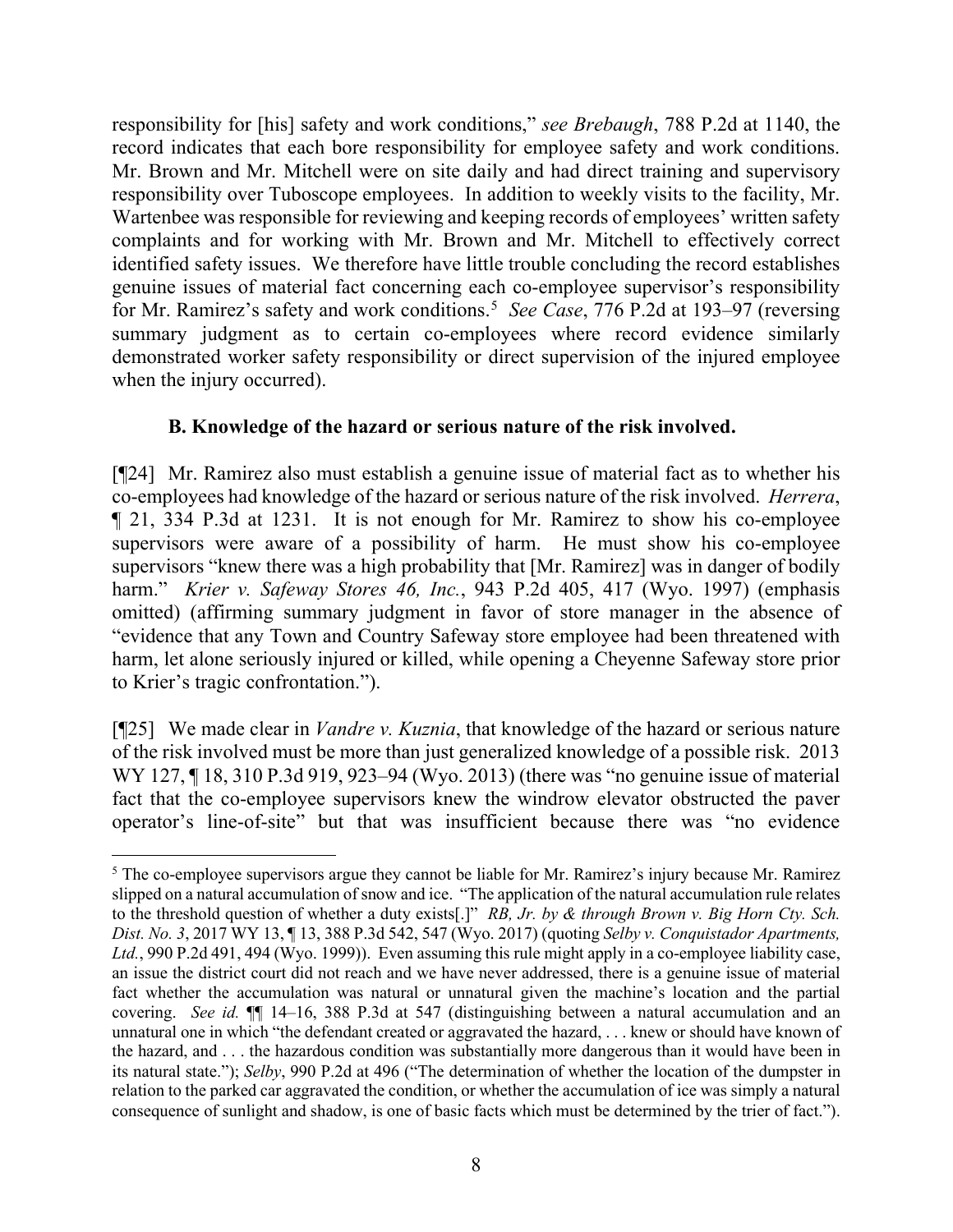responsibility for [his] safety and work conditions," *see Brebaugh*, 788 P.2d at 1140, the record indicates that each bore responsibility for employee safety and work conditions. Mr. Brown and Mr. Mitchell were on site daily and had direct training and supervisory responsibility over Tuboscope employees. In addition to weekly visits to the facility, Mr. Wartenbee was responsible for reviewing and keeping records of employees' written safety complaints and for working with Mr. Brown and Mr. Mitchell to effectively correct identified safety issues. We therefore have little trouble concluding the record establishes genuine issues of material fact concerning each co-employee supervisor's responsibility for Mr. Ramirez's safety and work conditions.[5] *See Case*, 776 P.2d at 193–97 (reversing summary judgment as to certain co-employees where record evidence similarly demonstrated worker safety responsibility or direct supervision of the injured employee when the injury occurred).

### B. Knowledge of the hazard or serious nature of the risk involved.

[¶24] Mr. Ramirez also must establish a genuine issue of material fact as to whether his co-employees had knowledge of the hazard or serious nature of the risk involved. *Herrera*, ¶ 21, 334 P.3d at 1231. It is not enough for Mr. Ramirez to show his co-employee supervisors were aware of a possibility of harm. He must show his co-employee supervisors "knew there was a high probability that [Mr. Ramirez] was in danger of bodily harm." *Krier v. Safeway Stores 46, Inc.*, 943 P.2d 405, 417 (Wyo. 1997) (emphasis omitted) (affirming summary judgment in favor of store manager in the absence of "evidence that any Town and Country Safeway store employee had been threatened with harm, let alone seriously injured or killed, while opening a Cheyenne Safeway store prior to Krier's tragic confrontation.").

[¶25] We made clear in *Vandre v. Kuznia*, that knowledge of the hazard or serious nature of the risk involved must be more than just generalized knowledge of a possible risk. 2013 WY 127, ¶ 18, 310 P.3d 919, 923–94 (Wyo. 2013) (there was "no genuine issue of material fact that the co-employee supervisors knew the windrow elevator obstructed the paver operator's line-of-site" but that was insufficient because there was "no evidence

---

[5] The co-employee supervisors argue they cannot be liable for Mr. Ramirez's injury because Mr. Ramirez slipped on a natural accumulation of snow and ice. "The application of the natural accumulation rule relates to the threshold question of whether a duty exists[.]" *RB, Jr. by & through Brown v. Big Horn Cty. Sch. Dist. No. 3*, 2017 WY 13, ¶ 13, 388 P.3d 542, 547 (Wyo. 2017) (quoting *Selby v. Conquistador Apartments, Ltd.*, 990 P.2d 491, 494 (Wyo. 1999)). Even assuming this rule might apply in a co-employee liability case, an issue the district court did not reach and we have never addressed, there is a genuine issue of material fact whether the accumulation was natural or unnatural given the machine's location and the partial covering. *See id.* ¶¶ 14–16, 388 P.3d at 547 (distinguishing between a natural accumulation and an unnatural one in which "the defendant created or aggravated the hazard, . . . knew or should have known of the hazard, and . . . the hazardous condition was substantially more dangerous than it would have been in its natural state."); *Selby*, 990 P.2d at 496 ("The determination of whether the location of the dumpster in relation to the parked car aggravated the condition, or whether the accumulation of ice was simply a natural consequence of sunlight and shadow, is one of basic facts which must be determined by the trier of fact.").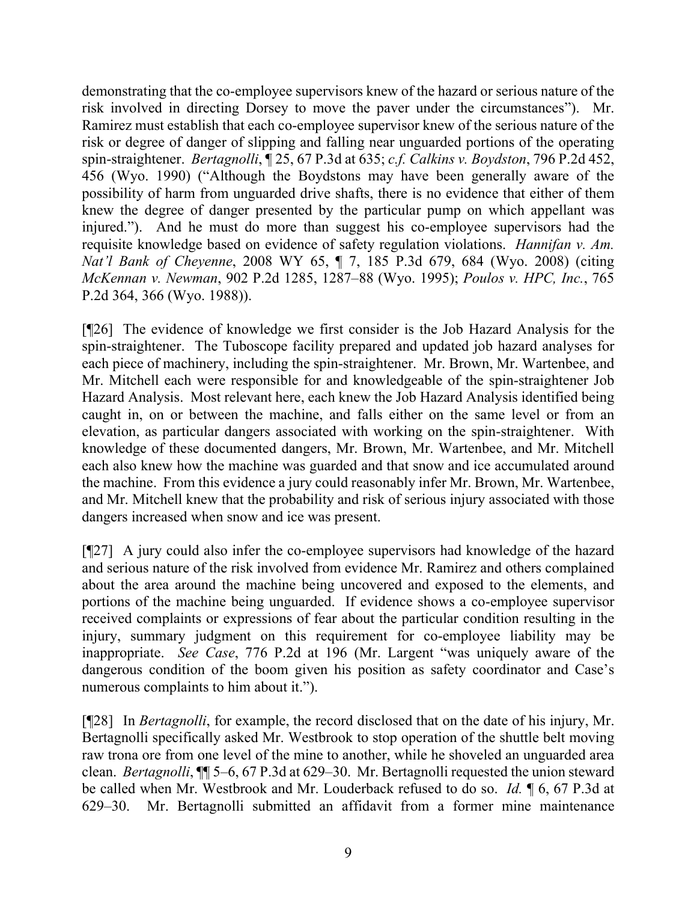demonstrating that the co-employee supervisors knew of the hazard or serious nature of the risk involved in directing Dorsey to move the paver under the circumstances"). Mr. Ramirez must establish that each co-employee supervisor knew of the serious nature of the risk or degree of danger of slipping and falling near unguarded portions of the operating spin-straightener. *Bertagnolli*, ¶ 25, 67 P.3d at 635; *c.f. Calkins v. Boydston*, 796 P.2d 452, 456 (Wyo. 1990) ("Although the Boydstons may have been generally aware of the possibility of harm from unguarded drive shafts, there is no evidence that either of them knew the degree of danger presented by the particular pump on which appellant was injured."). And he must do more than suggest his co-employee supervisors had the requisite knowledge based on evidence of safety regulation violations. *Hannifan v. Am. Nat'l Bank of Cheyenne*, 2008 WY 65, ¶ 7, 185 P.3d 679, 684 (Wyo. 2008) (citing *McKennan v. Newman*, 902 P.2d 1285, 1287–88 (Wyo. 1995); *Poulos v. HPC, Inc.*, 765 P.2d 364, 366 (Wyo. 1988)).

[¶26] The evidence of knowledge we first consider is the Job Hazard Analysis for the spin-straightener. The Tuboscope facility prepared and updated job hazard analyses for each piece of machinery, including the spin-straightener. Mr. Brown, Mr. Wartenbee, and Mr. Mitchell each were responsible for and knowledgeable of the spin-straightener Job Hazard Analysis. Most relevant here, each knew the Job Hazard Analysis identified being caught in, on or between the machine, and falls either on the same level or from an elevation, as particular dangers associated with working on the spin-straightener. With knowledge of these documented dangers, Mr. Brown, Mr. Wartenbee, and Mr. Mitchell each also knew how the machine was guarded and that snow and ice accumulated around the machine. From this evidence a jury could reasonably infer Mr. Brown, Mr. Wartenbee, and Mr. Mitchell knew that the probability and risk of serious injury associated with those dangers increased when snow and ice was present.

[¶27] A jury could also infer the co-employee supervisors had knowledge of the hazard and serious nature of the risk involved from evidence Mr. Ramirez and others complained about the area around the machine being uncovered and exposed to the elements, and portions of the machine being unguarded. If evidence shows a co-employee supervisor received complaints or expressions of fear about the particular condition resulting in the injury, summary judgment on this requirement for co-employee liability may be inappropriate. *See Case*, 776 P.2d at 196 (Mr. Largent "was uniquely aware of the dangerous condition of the boom given his position as safety coordinator and Case's numerous complaints to him about it.").

[¶28] In *Bertagnolli*, for example, the record disclosed that on the date of his injury, Mr. Bertagnolli specifically asked Mr. Westbrook to stop operation of the shuttle belt moving raw trona ore from one level of the mine to another, while he shoveled an unguarded area clean. *Bertagnolli*, ¶¶ 5–6, 67 P.3d at 629–30. Mr. Bertagnolli requested the union steward be called when Mr. Westbrook and Mr. Louderback refused to do so. *Id.* ¶ 6, 67 P.3d at 629–30. Mr. Bertagnolli submitted an affidavit from a former mine maintenance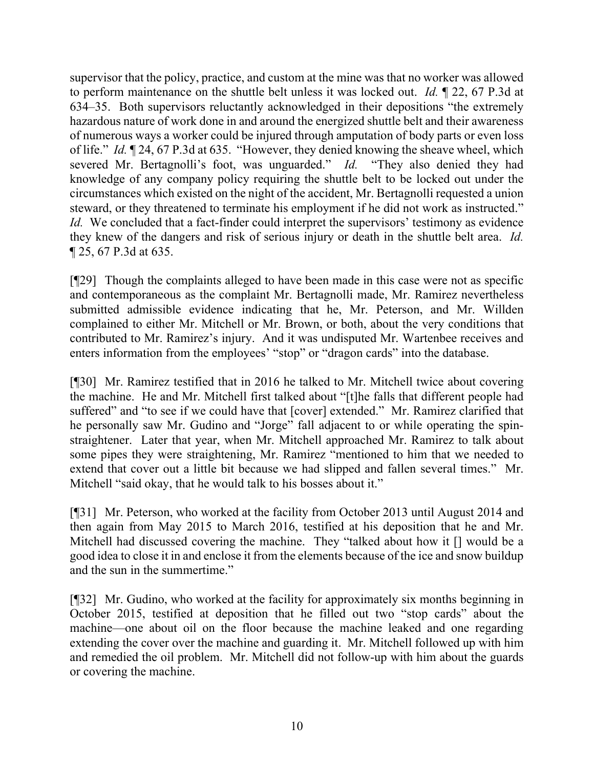supervisor that the policy, practice, and custom at the mine was that no worker was allowed to perform maintenance on the shuttle belt unless it was locked out. *Id.* ¶ 22, 67 P.3d at 634–35. Both supervisors reluctantly acknowledged in their depositions "the extremely hazardous nature of work done in and around the energized shuttle belt and their awareness of numerous ways a worker could be injured through amputation of body parts or even loss of life." *Id.* ¶ 24, 67 P.3d at 635. "However, they denied knowing the sheave wheel, which severed Mr. Bertagnolli's foot, was unguarded." *Id.* "They also denied they had knowledge of any company policy requiring the shuttle belt to be locked out under the circumstances which existed on the night of the accident, Mr. Bertagnolli requested a union steward, or they threatened to terminate his employment if he did not work as instructed." *Id.* We concluded that a fact-finder could interpret the supervisors' testimony as evidence they knew of the dangers and risk of serious injury or death in the shuttle belt area. *Id.* ¶ 25, 67 P.3d at 635.

[¶29] Though the complaints alleged to have been made in this case were not as specific and contemporaneous as the complaint Mr. Bertagnolli made, Mr. Ramirez nevertheless submitted admissible evidence indicating that he, Mr. Peterson, and Mr. Willden complained to either Mr. Mitchell or Mr. Brown, or both, about the very conditions that contributed to Mr. Ramirez's injury. And it was undisputed Mr. Wartenbee receives and enters information from the employees' "stop" or "dragon cards" into the database.

[¶30] Mr. Ramirez testified that in 2016 he talked to Mr. Mitchell twice about covering the machine. He and Mr. Mitchell first talked about "[t]he falls that different people had suffered" and "to see if we could have that [cover] extended." Mr. Ramirez clarified that he personally saw Mr. Gudino and "Jorge" fall adjacent to or while operating the spin-straightener. Later that year, when Mr. Mitchell approached Mr. Ramirez to talk about some pipes they were straightening, Mr. Ramirez "mentioned to him that we needed to extend that cover out a little bit because we had slipped and fallen several times." Mr. Mitchell "said okay, that he would talk to his bosses about it."

[¶31] Mr. Peterson, who worked at the facility from October 2013 until August 2014 and then again from May 2015 to March 2016, testified at his deposition that he and Mr. Mitchell had discussed covering the machine. They "talked about how it [] would be a good idea to close it in and enclose it from the elements because of the ice and snow buildup and the sun in the summertime."

[¶32] Mr. Gudino, who worked at the facility for approximately six months beginning in October 2015, testified at deposition that he filled out two "stop cards" about the machine—one about oil on the floor because the machine leaked and one regarding extending the cover over the machine and guarding it. Mr. Mitchell followed up with him and remedied the oil problem. Mr. Mitchell did not follow-up with him about the guards or covering the machine.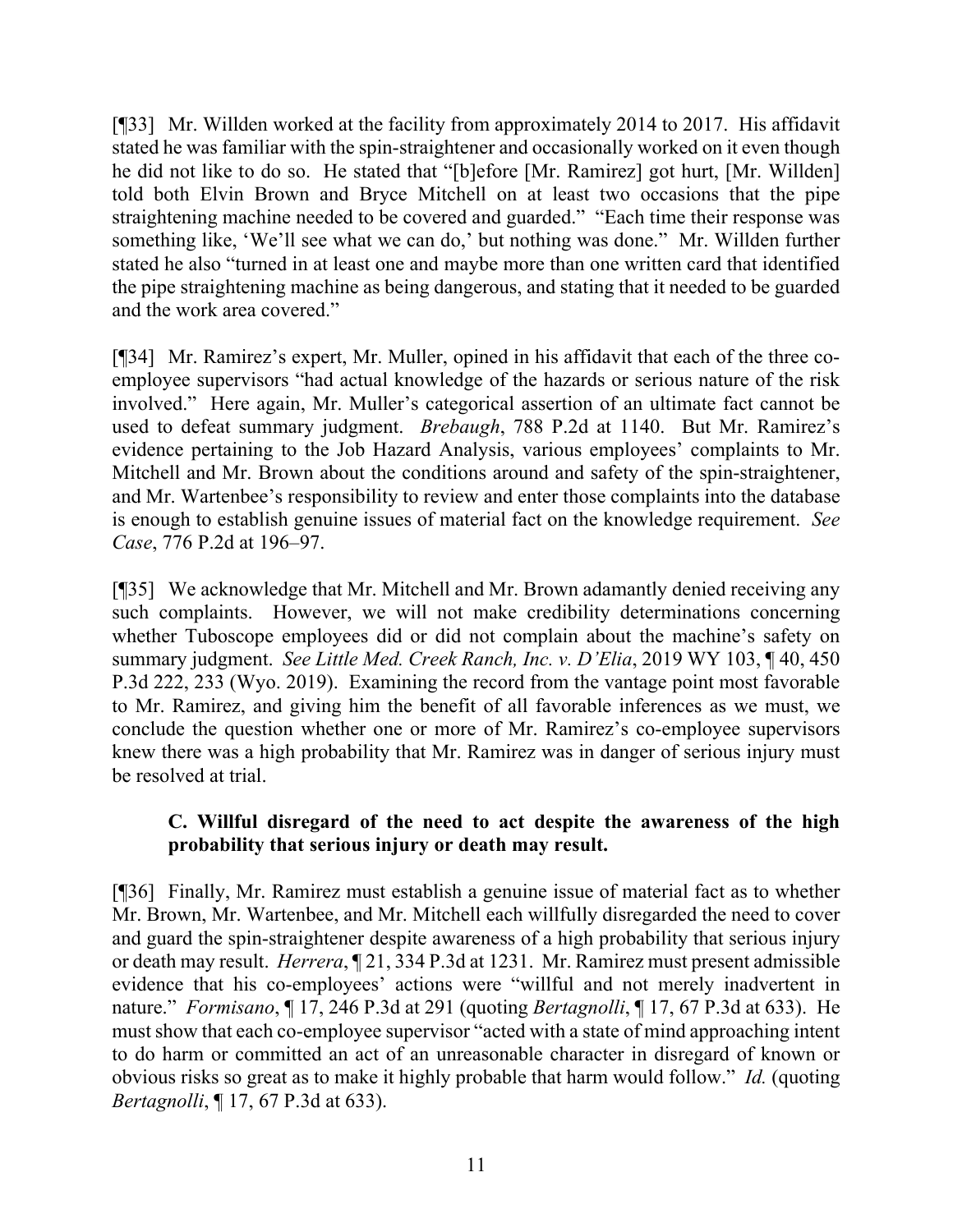[¶33] Mr. Willden worked at the facility from approximately 2014 to 2017. His affidavit stated he was familiar with the spin-straightener and occasionally worked on it even though he did not like to do so. He stated that "[b]efore [Mr. Ramirez] got hurt, [Mr. Willden] told both Elvin Brown and Bryce Mitchell on at least two occasions that the pipe straightening machine needed to be covered and guarded." "Each time their response was something like, 'We'll see what we can do,' but nothing was done." Mr. Willden further stated he also "turned in at least one and maybe more than one written card that identified the pipe straightening machine as being dangerous, and stating that it needed to be guarded and the work area covered."

[¶34] Mr. Ramirez's expert, Mr. Muller, opined in his affidavit that each of the three co-employee supervisors "had actual knowledge of the hazards or serious nature of the risk involved." Here again, Mr. Muller's categorical assertion of an ultimate fact cannot be used to defeat summary judgment. *Brebaugh*, 788 P.2d at 1140. But Mr. Ramirez's evidence pertaining to the Job Hazard Analysis, various employees' complaints to Mr. Mitchell and Mr. Brown about the conditions around and safety of the spin-straightener, and Mr. Wartenbee's responsibility to review and enter those complaints into the database is enough to establish genuine issues of material fact on the knowledge requirement. *See Case*, 776 P.2d at 196–97.

[¶35] We acknowledge that Mr. Mitchell and Mr. Brown adamantly denied receiving any such complaints. However, we will not make credibility determinations concerning whether Tuboscope employees did or did not complain about the machine's safety on summary judgment. *See Little Med. Creek Ranch, Inc. v. D'Elia*, 2019 WY 103, ¶ 40, 450 P.3d 222, 233 (Wyo. 2019). Examining the record from the vantage point most favorable to Mr. Ramirez, and giving him the benefit of all favorable inferences as we must, we conclude the question whether one or more of Mr. Ramirez's co-employee supervisors knew there was a high probability that Mr. Ramirez was in danger of serious injury must be resolved at trial.

### C. Willful disregard of the need to act despite the awareness of the high probability that serious injury or death may result.

[¶36] Finally, Mr. Ramirez must establish a genuine issue of material fact as to whether Mr. Brown, Mr. Wartenbee, and Mr. Mitchell each willfully disregarded the need to cover and guard the spin-straightener despite awareness of a high probability that serious injury or death may result. *Herrera*, ¶ 21, 334 P.3d at 1231. Mr. Ramirez must present admissible evidence that his co-employees' actions were "willful and not merely inadvertent in nature." *Formisano*, ¶ 17, 246 P.3d at 291 (quoting *Bertagnolli*, ¶ 17, 67 P.3d at 633). He must show that each co-employee supervisor "acted with a state of mind approaching intent to do harm or committed an act of an unreasonable character in disregard of known or obvious risks so great as to make it highly probable that harm would follow." *Id.* (quoting *Bertagnolli*, ¶ 17, 67 P.3d at 633).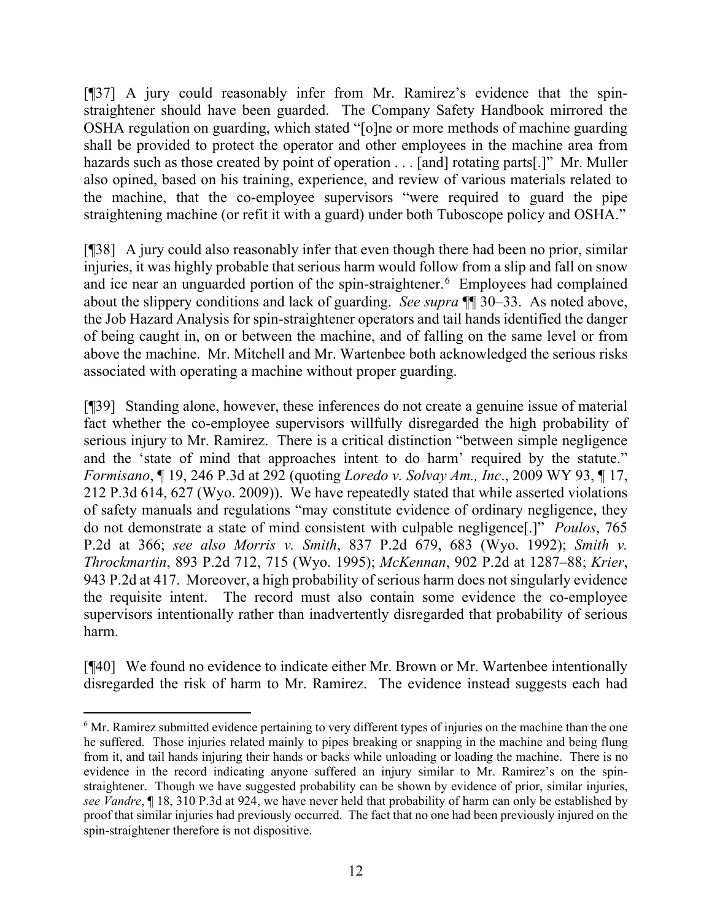[¶37] A jury could reasonably infer from Mr. Ramirez's evidence that the spin-straightener should have been guarded. The Company Safety Handbook mirrored the OSHA regulation on guarding, which stated "[o]ne or more methods of machine guarding shall be provided to protect the operator and other employees in the machine area from hazards such as those created by point of operation . . . [and] rotating parts[.]" Mr. Muller also opined, based on his training, experience, and review of various materials related to the machine, that the co-employee supervisors "were required to guard the pipe straightening machine (or refit it with a guard) under both Tuboscope policy and OSHA."

[¶38] A jury could also reasonably infer that even though there had been no prior, similar injuries, it was highly probable that serious harm would follow from a slip and fall on snow and ice near an unguarded portion of the spin-straightener.[6] Employees had complained about the slippery conditions and lack of guarding. *See supra* ¶¶ 30–33. As noted above, the Job Hazard Analysis for spin-straightener operators and tail hands identified the danger of being caught in, on or between the machine, and of falling on the same level or from above the machine. Mr. Mitchell and Mr. Wartenbee both acknowledged the serious risks associated with operating a machine without proper guarding.

[¶39] Standing alone, however, these inferences do not create a genuine issue of material fact whether the co-employee supervisors willfully disregarded the high probability of serious injury to Mr. Ramirez. There is a critical distinction "between simple negligence and the 'state of mind that approaches intent to do harm' required by the statute." *Formisano*, ¶ 19, 246 P.3d at 292 (quoting *Loredo v. Solvay Am., Inc*., 2009 WY 93, ¶ 17, 212 P.3d 614, 627 (Wyo. 2009)). We have repeatedly stated that while asserted violations of safety manuals and regulations "may constitute evidence of ordinary negligence, they do not demonstrate a state of mind consistent with culpable negligence[.]" *Poulos*, 765 P.2d at 366; *see also Morris v. Smith*, 837 P.2d 679, 683 (Wyo. 1992); *Smith v. Throckmartin*, 893 P.2d 712, 715 (Wyo. 1995); *McKennan*, 902 P.2d at 1287–88; *Krier*, 943 P.2d at 417. Moreover, a high probability of serious harm does not singularly evidence the requisite intent. The record must also contain some evidence the co-employee supervisors intentionally rather than inadvertently disregarded that probability of serious harm.

[¶40] We found no evidence to indicate either Mr. Brown or Mr. Wartenbee intentionally disregarded the risk of harm to Mr. Ramirez. The evidence instead suggests each had

---

[6] Mr. Ramirez submitted evidence pertaining to very different types of injuries on the machine than the one he suffered. Those injuries related mainly to pipes breaking or snapping in the machine and being flung from it, and tail hands injuring their hands or backs while unloading or loading the machine. There is no evidence in the record indicating anyone suffered an injury similar to Mr. Ramirez's on the spin-straightener. Though we have suggested probability can be shown by evidence of prior, similar injuries, *see Vandre*, ¶ 18, 310 P.3d at 924, we have never held that probability of harm can only be established by proof that similar injuries had previously occurred. The fact that no one had been previously injured on the spin-straightener therefore is not dispositive.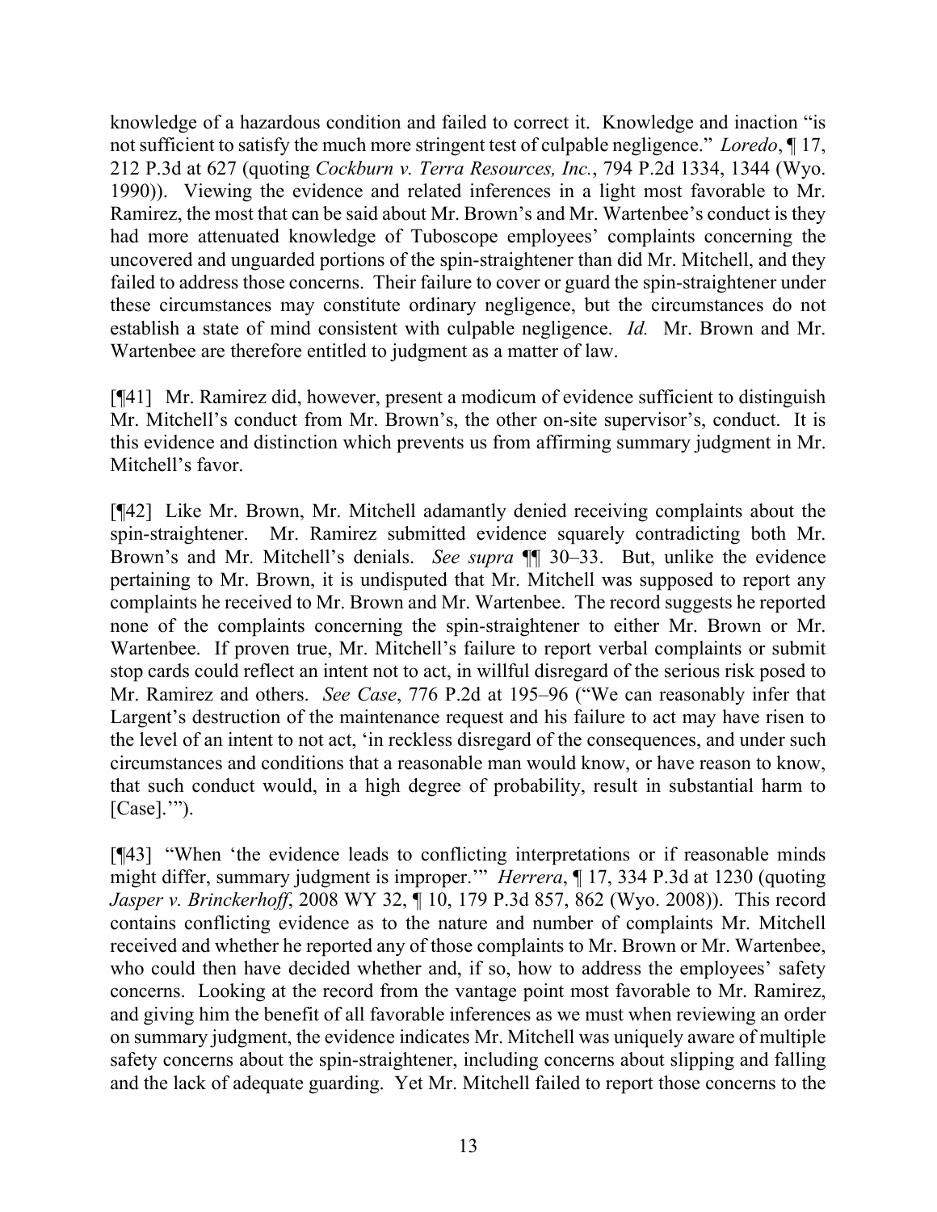knowledge of a hazardous condition and failed to correct it. Knowledge and inaction "is not sufficient to satisfy the much more stringent test of culpable negligence." *Loredo*, ¶ 17, 212 P.3d at 627 (quoting *Cockburn v. Terra Resources, Inc.*, 794 P.2d 1334, 1344 (Wyo. 1990)). Viewing the evidence and related inferences in a light most favorable to Mr. Ramirez, the most that can be said about Mr. Brown's and Mr. Wartenbee's conduct is they had more attenuated knowledge of Tuboscope employees' complaints concerning the uncovered and unguarded portions of the spin-straightener than did Mr. Mitchell, and they failed to address those concerns. Their failure to cover or guard the spin-straightener under these circumstances may constitute ordinary negligence, but the circumstances do not establish a state of mind consistent with culpable negligence. *Id.* Mr. Brown and Mr. Wartenbee are therefore entitled to judgment as a matter of law.

[¶41] Mr. Ramirez did, however, present a modicum of evidence sufficient to distinguish Mr. Mitchell's conduct from Mr. Brown's, the other on-site supervisor's, conduct. It is this evidence and distinction which prevents us from affirming summary judgment in Mr. Mitchell's favor.

[¶42] Like Mr. Brown, Mr. Mitchell adamantly denied receiving complaints about the spin-straightener. Mr. Ramirez submitted evidence squarely contradicting both Mr. Brown's and Mr. Mitchell's denials. *See supra* ¶¶ 30–33. But, unlike the evidence pertaining to Mr. Brown, it is undisputed that Mr. Mitchell was supposed to report any complaints he received to Mr. Brown and Mr. Wartenbee. The record suggests he reported none of the complaints concerning the spin-straightener to either Mr. Brown or Mr. Wartenbee. If proven true, Mr. Mitchell's failure to report verbal complaints or submit stop cards could reflect an intent not to act, in willful disregard of the serious risk posed to Mr. Ramirez and others. *See Case*, 776 P.2d at 195–96 ("We can reasonably infer that Largent's destruction of the maintenance request and his failure to act may have risen to the level of an intent to not act, 'in reckless disregard of the consequences, and under such circumstances and conditions that a reasonable man would know, or have reason to know, that such conduct would, in a high degree of probability, result in substantial harm to [Case].'").

[¶43] "When 'the evidence leads to conflicting interpretations or if reasonable minds might differ, summary judgment is improper.'" *Herrera*, ¶ 17, 334 P.3d at 1230 (quoting *Jasper v. Brinckerhoff*, 2008 WY 32, ¶ 10, 179 P.3d 857, 862 (Wyo. 2008)). This record contains conflicting evidence as to the nature and number of complaints Mr. Mitchell received and whether he reported any of those complaints to Mr. Brown or Mr. Wartenbee, who could then have decided whether and, if so, how to address the employees' safety concerns. Looking at the record from the vantage point most favorable to Mr. Ramirez, and giving him the benefit of all favorable inferences as we must when reviewing an order on summary judgment, the evidence indicates Mr. Mitchell was uniquely aware of multiple safety concerns about the spin-straightener, including concerns about slipping and falling and the lack of adequate guarding. Yet Mr. Mitchell failed to report those concerns to the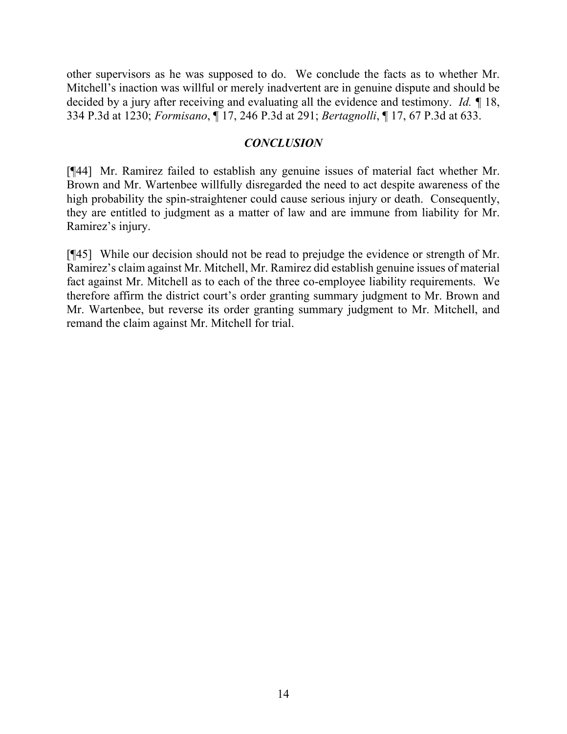other supervisors as he was supposed to do. We conclude the facts as to whether Mr. Mitchell's inaction was willful or merely inadvertent are in genuine dispute and should be decided by a jury after receiving and evaluating all the evidence and testimony. *Id.* ¶ 18, 334 P.3d at 1230; *Formisano*, ¶ 17, 246 P.3d at 291; *Bertagnolli*, ¶ 17, 67 P.3d at 633.

## *CONCLUSION*

[¶44] Mr. Ramirez failed to establish any genuine issues of material fact whether Mr. Brown and Mr. Wartenbee willfully disregarded the need to act despite awareness of the high probability the spin-straightener could cause serious injury or death. Consequently, they are entitled to judgment as a matter of law and are immune from liability for Mr. Ramirez's injury.

[¶45] While our decision should not be read to prejudge the evidence or strength of Mr. Ramirez's claim against Mr. Mitchell, Mr. Ramirez did establish genuine issues of material fact against Mr. Mitchell as to each of the three co-employee liability requirements. We therefore affirm the district court's order granting summary judgment to Mr. Brown and Mr. Wartenbee, but reverse its order granting summary judgment to Mr. Mitchell, and remand the claim against Mr. Mitchell for trial.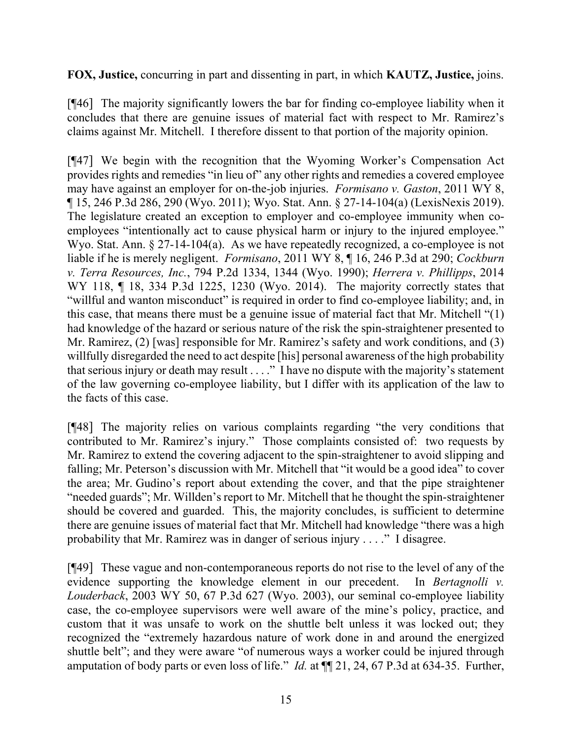**FOX, Justice,** concurring in part and dissenting in part, in which **KAUTZ, Justice,** joins.

[¶46] The majority significantly lowers the bar for finding co-employee liability when it concludes that there are genuine issues of material fact with respect to Mr. Ramirez's claims against Mr. Mitchell. I therefore dissent to that portion of the majority opinion.

[¶47] We begin with the recognition that the Wyoming Worker's Compensation Act provides rights and remedies "in lieu of" any other rights and remedies a covered employee may have against an employer for on-the-job injuries. *Formisano v. Gaston*, 2011 WY 8, ¶ 15, 246 P.3d 286, 290 (Wyo. 2011); Wyo. Stat. Ann. § 27-14-104(a) (LexisNexis 2019). The legislature created an exception to employer and co-employee immunity when co-employees "intentionally act to cause physical harm or injury to the injured employee." Wyo. Stat. Ann. § 27-14-104(a). As we have repeatedly recognized, a co-employee is not liable if he is merely negligent. *Formisano*, 2011 WY 8, ¶ 16, 246 P.3d at 290; *Cockburn v. Terra Resources, Inc.*, 794 P.2d 1334, 1344 (Wyo. 1990); *Herrera v. Phillipps*, 2014 WY 118, ¶ 18, 334 P.3d 1225, 1230 (Wyo. 2014). The majority correctly states that "willful and wanton misconduct" is required in order to find co-employee liability; and, in this case, that means there must be a genuine issue of material fact that Mr. Mitchell "(1) had knowledge of the hazard or serious nature of the risk the spin-straightener presented to Mr. Ramirez, (2) [was] responsible for Mr. Ramirez's safety and work conditions, and (3) willfully disregarded the need to act despite [his] personal awareness of the high probability that serious injury or death may result . . . ." I have no dispute with the majority's statement of the law governing co-employee liability, but I differ with its application of the law to the facts of this case.

[¶48] The majority relies on various complaints regarding "the very conditions that contributed to Mr. Ramirez's injury." Those complaints consisted of: two requests by Mr. Ramirez to extend the covering adjacent to the spin-straightener to avoid slipping and falling; Mr. Peterson's discussion with Mr. Mitchell that "it would be a good idea" to cover the area; Mr. Gudino's report about extending the cover, and that the pipe straightener "needed guards"; Mr. Willden's report to Mr. Mitchell that he thought the spin-straightener should be covered and guarded. This, the majority concludes, is sufficient to determine there are genuine issues of material fact that Mr. Mitchell had knowledge "there was a high probability that Mr. Ramirez was in danger of serious injury . . . ." I disagree.

[¶49] These vague and non-contemporaneous reports do not rise to the level of any of the evidence supporting the knowledge element in our precedent. In *Bertagnolli v. Louderback*, 2003 WY 50, 67 P.3d 627 (Wyo. 2003), our seminal co-employee liability case, the co-employee supervisors were well aware of the mine's policy, practice, and custom that it was unsafe to work on the shuttle belt unless it was locked out; they recognized the "extremely hazardous nature of work done in and around the energized shuttle belt"; and they were aware "of numerous ways a worker could be injured through amputation of body parts or even loss of life." *Id.* at ¶¶ 21, 24, 67 P.3d at 634-35. Further,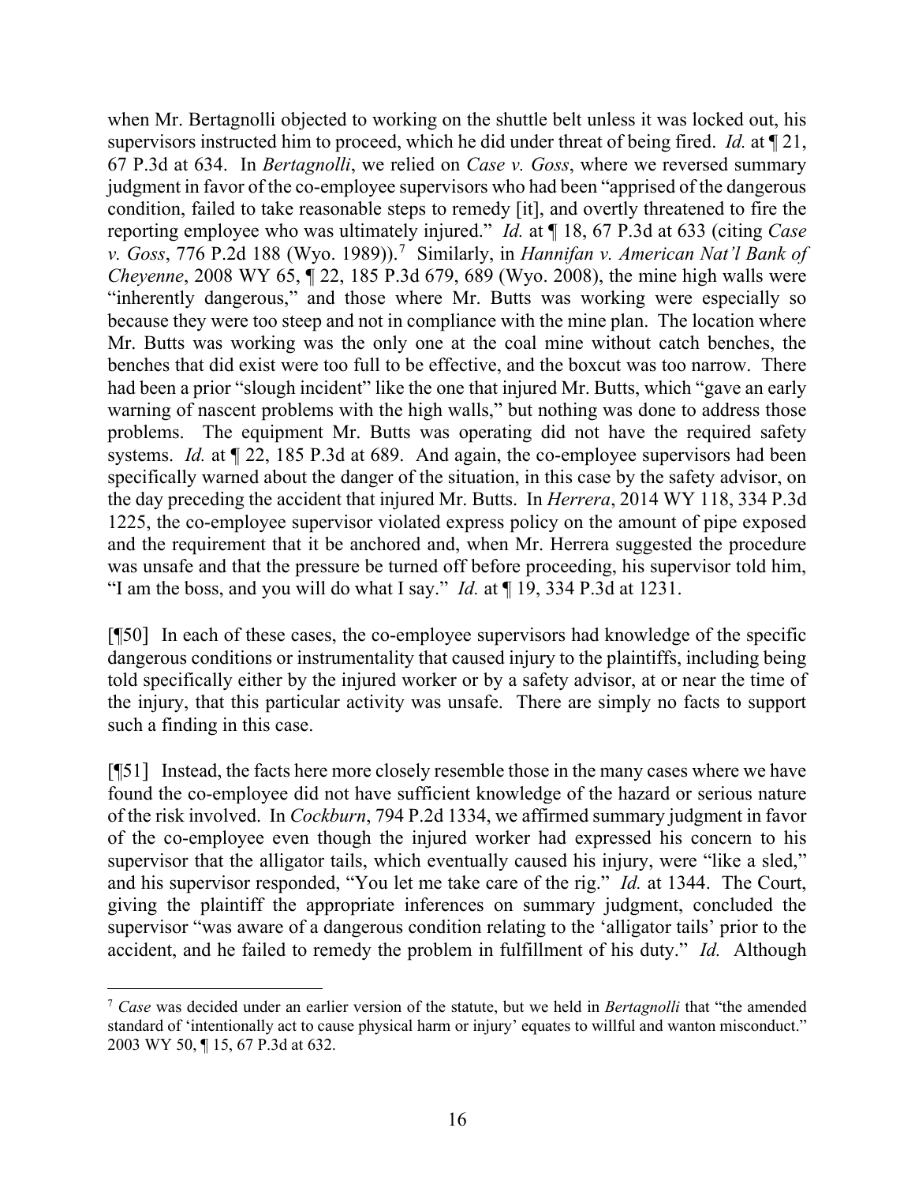when Mr. Bertagnolli objected to working on the shuttle belt unless it was locked out, his supervisors instructed him to proceed, which he did under threat of being fired. *Id.* at ¶ 21, 67 P.3d at 634. In *Bertagnolli*, we relied on *Case v. Goss*, where we reversed summary judgment in favor of the co-employee supervisors who had been "apprised of the dangerous condition, failed to take reasonable steps to remedy [it], and overtly threatened to fire the reporting employee who was ultimately injured." *Id.* at ¶ 18, 67 P.3d at 633 (citing *Case v. Goss*, 776 P.2d 188 (Wyo. 1989)).[7] Similarly, in *Hannifan v. American Nat'l Bank of Cheyenne*, 2008 WY 65, ¶ 22, 185 P.3d 679, 689 (Wyo. 2008), the mine high walls were "inherently dangerous," and those where Mr. Butts was working were especially so because they were too steep and not in compliance with the mine plan. The location where Mr. Butts was working was the only one at the coal mine without catch benches, the benches that did exist were too full to be effective, and the boxcut was too narrow. There had been a prior "slough incident" like the one that injured Mr. Butts, which "gave an early warning of nascent problems with the high walls," but nothing was done to address those problems. The equipment Mr. Butts was operating did not have the required safety systems. *Id.* at ¶ 22, 185 P.3d at 689. And again, the co-employee supervisors had been specifically warned about the danger of the situation, in this case by the safety advisor, on the day preceding the accident that injured Mr. Butts. In *Herrera*, 2014 WY 118, 334 P.3d 1225, the co-employee supervisor violated express policy on the amount of pipe exposed and the requirement that it be anchored and, when Mr. Herrera suggested the procedure was unsafe and that the pressure be turned off before proceeding, his supervisor told him, "I am the boss, and you will do what I say." *Id.* at ¶ 19, 334 P.3d at 1231.

[¶50] In each of these cases, the co-employee supervisors had knowledge of the specific dangerous conditions or instrumentality that caused injury to the plaintiffs, including being told specifically either by the injured worker or by a safety advisor, at or near the time of the injury, that this particular activity was unsafe. There are simply no facts to support such a finding in this case.

[¶51] Instead, the facts here more closely resemble those in the many cases where we have found the co-employee did not have sufficient knowledge of the hazard or serious nature of the risk involved. In *Cockburn*, 794 P.2d 1334, we affirmed summary judgment in favor of the co-employee even though the injured worker had expressed his concern to his supervisor that the alligator tails, which eventually caused his injury, were "like a sled," and his supervisor responded, "You let me take care of the rig." *Id.* at 1344. The Court, giving the plaintiff the appropriate inferences on summary judgment, concluded the supervisor "was aware of a dangerous condition relating to the 'alligator tails' prior to the accident, and he failed to remedy the problem in fulfillment of his duty." *Id.* Although

---

[7] *Case* was decided under an earlier version of the statute, but we held in *Bertagnolli* that "the amended standard of 'intentionally act to cause physical harm or injury' equates to willful and wanton misconduct." 2003 WY 50, ¶ 15, 67 P.3d at 632.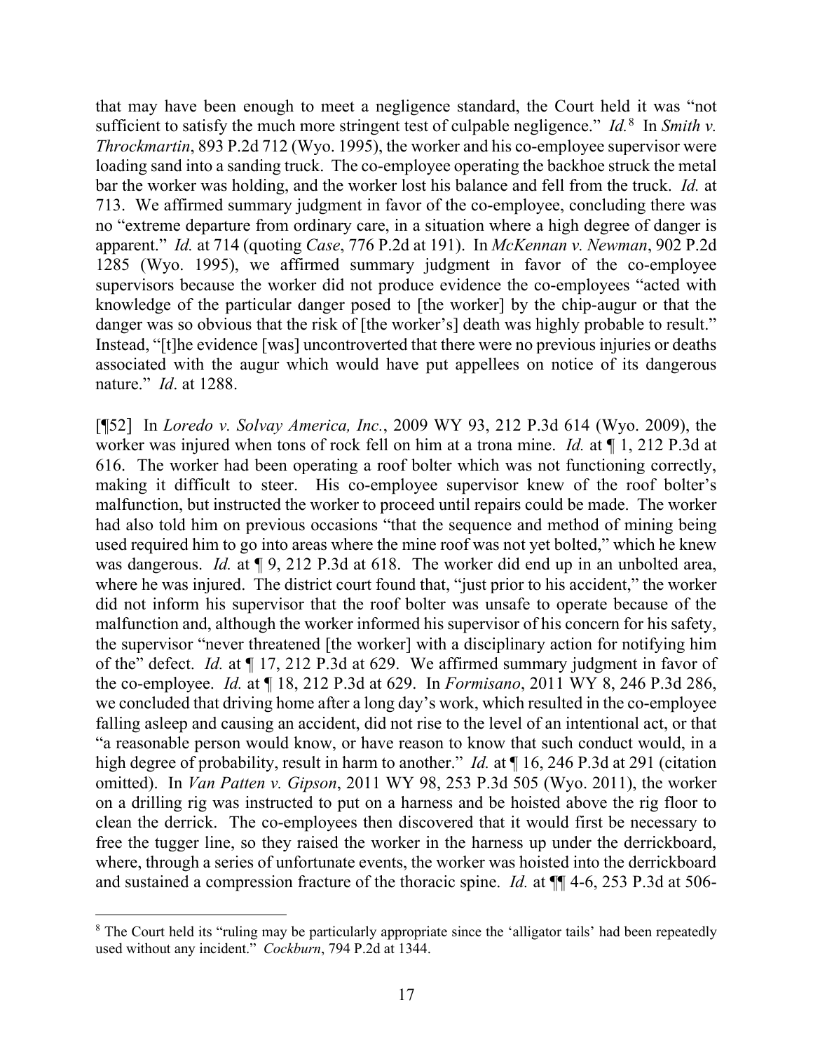that may have been enough to meet a negligence standard, the Court held it was "not sufficient to satisfy the much more stringent test of culpable negligence." *Id.*[8] In *Smith v. Throckmartin*, 893 P.2d 712 (Wyo. 1995), the worker and his co-employee supervisor were loading sand into a sanding truck. The co-employee operating the backhoe struck the metal bar the worker was holding, and the worker lost his balance and fell from the truck. *Id.* at 713. We affirmed summary judgment in favor of the co-employee, concluding there was no "extreme departure from ordinary care, in a situation where a high degree of danger is apparent." *Id.* at 714 (quoting *Case*, 776 P.2d at 191). In *McKennan v. Newman*, 902 P.2d 1285 (Wyo. 1995), we affirmed summary judgment in favor of the co-employee supervisors because the worker did not produce evidence the co-employees "acted with knowledge of the particular danger posed to [the worker] by the chip-augur or that the danger was so obvious that the risk of [the worker's] death was highly probable to result." Instead, "[t]he evidence [was] uncontroverted that there were no previous injuries or deaths associated with the augur which would have put appellees on notice of its dangerous nature." *Id*. at 1288.

[¶52] In *Loredo v. Solvay America, Inc.*, 2009 WY 93, 212 P.3d 614 (Wyo. 2009), the worker was injured when tons of rock fell on him at a trona mine. *Id.* at ¶ 1, 212 P.3d at 616. The worker had been operating a roof bolter which was not functioning correctly, making it difficult to steer. His co-employee supervisor knew of the roof bolter's malfunction, but instructed the worker to proceed until repairs could be made. The worker had also told him on previous occasions "that the sequence and method of mining being used required him to go into areas where the mine roof was not yet bolted," which he knew was dangerous. *Id.* at ¶ 9, 212 P.3d at 618. The worker did end up in an unbolted area, where he was injured. The district court found that, "just prior to his accident," the worker did not inform his supervisor that the roof bolter was unsafe to operate because of the malfunction and, although the worker informed his supervisor of his concern for his safety, the supervisor "never threatened [the worker] with a disciplinary action for notifying him of the" defect. *Id.* at ¶ 17, 212 P.3d at 629. We affirmed summary judgment in favor of the co-employee. *Id.* at ¶ 18, 212 P.3d at 629. In *Formisano*, 2011 WY 8, 246 P.3d 286, we concluded that driving home after a long day's work, which resulted in the co-employee falling asleep and causing an accident, did not rise to the level of an intentional act, or that "a reasonable person would know, or have reason to know that such conduct would, in a high degree of probability, result in harm to another." *Id.* at ¶ 16, 246 P.3d at 291 (citation omitted). In *Van Patten v. Gipson*, 2011 WY 98, 253 P.3d 505 (Wyo. 2011), the worker on a drilling rig was instructed to put on a harness and be hoisted above the rig floor to clean the derrick. The co-employees then discovered that it would first be necessary to free the tugger line, so they raised the worker in the harness up under the derrickboard, where, through a series of unfortunate events, the worker was hoisted into the derrickboard and sustained a compression fracture of the thoracic spine. *Id.* at ¶¶ 4-6, 253 P.3d at 506-

---

[8] The Court held its "ruling may be particularly appropriate since the 'alligator tails' had been repeatedly used without any incident." *Cockburn*, 794 P.2d at 1344.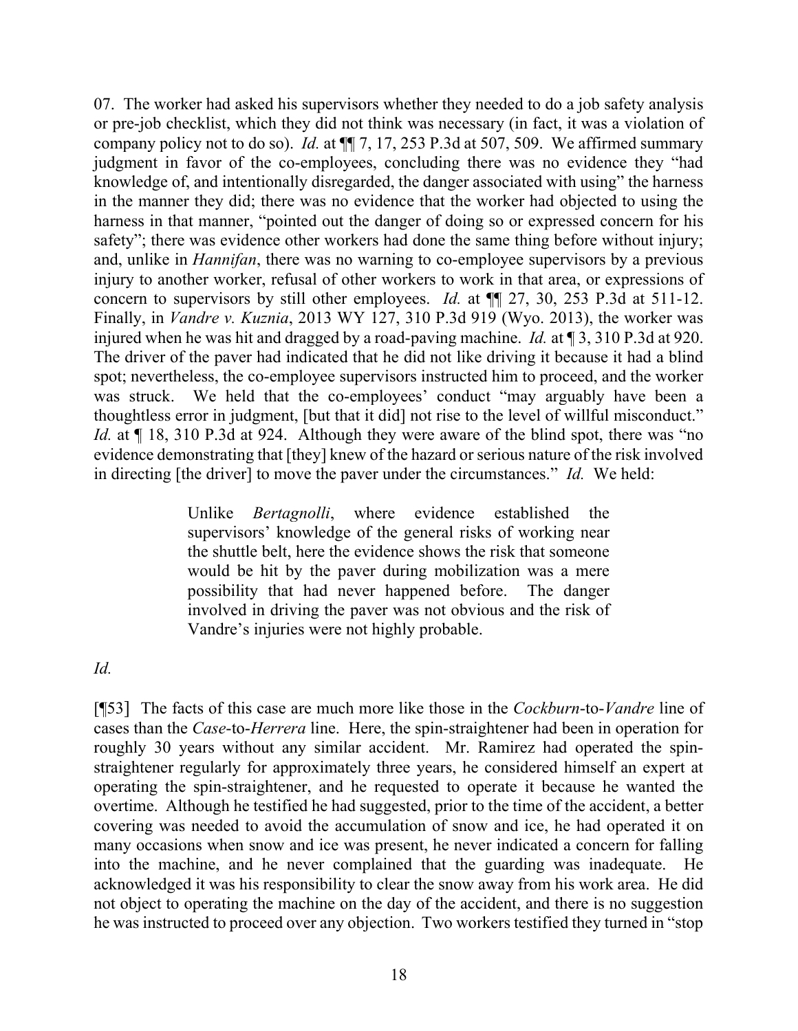07. The worker had asked his supervisors whether they needed to do a job safety analysis or pre-job checklist, which they did not think was necessary (in fact, it was a violation of company policy not to do so). *Id.* at ¶¶ 7, 17, 253 P.3d at 507, 509. We affirmed summary judgment in favor of the co-employees, concluding there was no evidence they "had knowledge of, and intentionally disregarded, the danger associated with using" the harness in the manner they did; there was no evidence that the worker had objected to using the harness in that manner, "pointed out the danger of doing so or expressed concern for his safety"; there was evidence other workers had done the same thing before without injury; and, unlike in *Hannifan*, there was no warning to co-employee supervisors by a previous injury to another worker, refusal of other workers to work in that area, or expressions of concern to supervisors by still other employees. *Id.* at ¶¶ 27, 30, 253 P.3d at 511-12. Finally, in *Vandre v. Kuznia*, 2013 WY 127, 310 P.3d 919 (Wyo. 2013), the worker was injured when he was hit and dragged by a road-paving machine. *Id.* at ¶ 3, 310 P.3d at 920. The driver of the paver had indicated that he did not like driving it because it had a blind spot; nevertheless, the co-employee supervisors instructed him to proceed, and the worker was struck. We held that the co-employees' conduct "may arguably have been a thoughtless error in judgment, [but that it did] not rise to the level of willful misconduct." *Id.* at ¶ 18, 310 P.3d at 924. Although they were aware of the blind spot, there was "no evidence demonstrating that [they] knew of the hazard or serious nature of the risk involved in directing [the driver] to move the paver under the circumstances." *Id.* We held:

> Unlike *Bertagnolli*, where evidence established the supervisors' knowledge of the general risks of working near the shuttle belt, here the evidence shows the risk that someone would be hit by the paver during mobilization was a mere possibility that had never happened before. The danger involved in driving the paver was not obvious and the risk of Vandre's injuries were not highly probable.

*Id.*

[¶53] The facts of this case are much more like those in the *Cockburn*-to-*Vandre* line of cases than the *Case*-to-*Herrera* line. Here, the spin-straightener had been in operation for roughly 30 years without any similar accident. Mr. Ramirez had operated the spin-straightener regularly for approximately three years, he considered himself an expert at operating the spin-straightener, and he requested to operate it because he wanted the overtime. Although he testified he had suggested, prior to the time of the accident, a better covering was needed to avoid the accumulation of snow and ice, he had operated it on many occasions when snow and ice was present, he never indicated a concern for falling into the machine, and he never complained that the guarding was inadequate. He acknowledged it was his responsibility to clear the snow away from his work area. He did not object to operating the machine on the day of the accident, and there is no suggestion he was instructed to proceed over any objection. Two workers testified they turned in "stop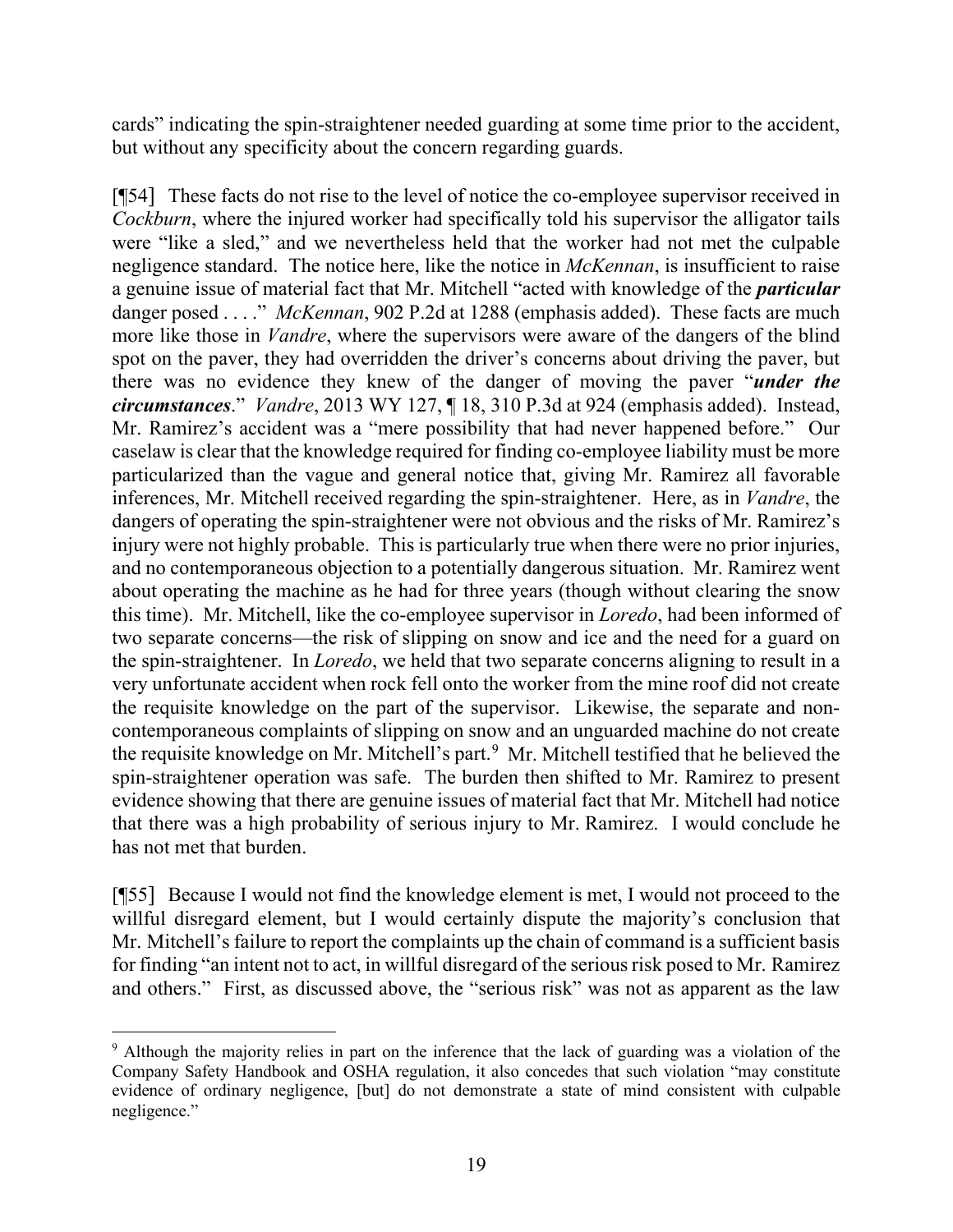cards" indicating the spin-straightener needed guarding at some time prior to the accident, but without any specificity about the concern regarding guards.

[¶54] These facts do not rise to the level of notice the co-employee supervisor received in *Cockburn*, where the injured worker had specifically told his supervisor the alligator tails were "like a sled," and we nevertheless held that the worker had not met the culpable negligence standard. The notice here, like the notice in *McKennan*, is insufficient to raise a genuine issue of material fact that Mr. Mitchell "acted with knowledge of the ***particular*** danger posed . . . ." *McKennan*, 902 P.2d at 1288 (emphasis added). These facts are much more like those in *Vandre*, where the supervisors were aware of the dangers of the blind spot on the paver, they had overridden the driver's concerns about driving the paver, but there was no evidence they knew of the danger of moving the paver "***under the circumstances***." *Vandre*, 2013 WY 127, ¶ 18, 310 P.3d at 924 (emphasis added). Instead, Mr. Ramirez's accident was a "mere possibility that had never happened before." Our caselaw is clear that the knowledge required for finding co-employee liability must be more particularized than the vague and general notice that, giving Mr. Ramirez all favorable inferences, Mr. Mitchell received regarding the spin-straightener. Here, as in *Vandre*, the dangers of operating the spin-straightener were not obvious and the risks of Mr. Ramirez's injury were not highly probable. This is particularly true when there were no prior injuries, and no contemporaneous objection to a potentially dangerous situation. Mr. Ramirez went about operating the machine as he had for three years (though without clearing the snow this time). Mr. Mitchell, like the co-employee supervisor in *Loredo*, had been informed of two separate concerns—the risk of slipping on snow and ice and the need for a guard on the spin-straightener. In *Loredo*, we held that two separate concerns aligning to result in a very unfortunate accident when rock fell onto the worker from the mine roof did not create the requisite knowledge on the part of the supervisor. Likewise, the separate and non-contemporaneous complaints of slipping on snow and an unguarded machine do not create the requisite knowledge on Mr. Mitchell's part.[9] Mr. Mitchell testified that he believed the spin-straightener operation was safe. The burden then shifted to Mr. Ramirez to present evidence showing that there are genuine issues of material fact that Mr. Mitchell had notice that there was a high probability of serious injury to Mr. Ramirez. I would conclude he has not met that burden.

[¶55] Because I would not find the knowledge element is met, I would not proceed to the willful disregard element, but I would certainly dispute the majority's conclusion that Mr. Mitchell's failure to report the complaints up the chain of command is a sufficient basis for finding "an intent not to act, in willful disregard of the serious risk posed to Mr. Ramirez and others." First, as discussed above, the "serious risk" was not as apparent as the law

---

[9] Although the majority relies in part on the inference that the lack of guarding was a violation of the Company Safety Handbook and OSHA regulation, it also concedes that such violation "may constitute evidence of ordinary negligence, [but] do not demonstrate a state of mind consistent with culpable negligence."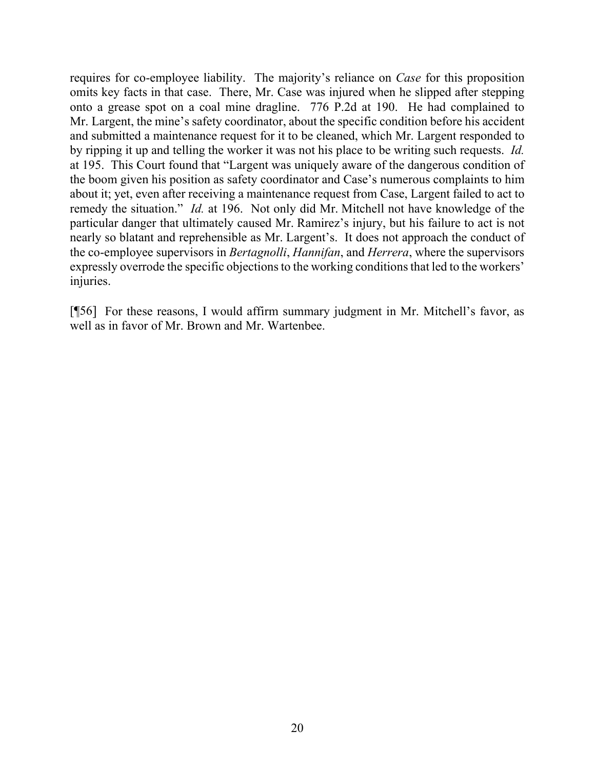requires for co-employee liability. The majority's reliance on *Case* for this proposition omits key facts in that case. There, Mr. Case was injured when he slipped after stepping onto a grease spot on a coal mine dragline. 776 P.2d at 190. He had complained to Mr. Largent, the mine's safety coordinator, about the specific condition before his accident and submitted a maintenance request for it to be cleaned, which Mr. Largent responded to by ripping it up and telling the worker it was not his place to be writing such requests. *Id.* at 195. This Court found that "Largent was uniquely aware of the dangerous condition of the boom given his position as safety coordinator and Case's numerous complaints to him about it; yet, even after receiving a maintenance request from Case, Largent failed to act to remedy the situation." *Id.* at 196. Not only did Mr. Mitchell not have knowledge of the particular danger that ultimately caused Mr. Ramirez's injury, but his failure to act is not nearly so blatant and reprehensible as Mr. Largent's. It does not approach the conduct of the co-employee supervisors in *Bertagnolli*, *Hannifan*, and *Herrera*, where the supervisors expressly overrode the specific objections to the working conditions that led to the workers' injuries.

[¶56] For these reasons, I would affirm summary judgment in Mr. Mitchell's favor, as well as in favor of Mr. Brown and Mr. Wartenbee.